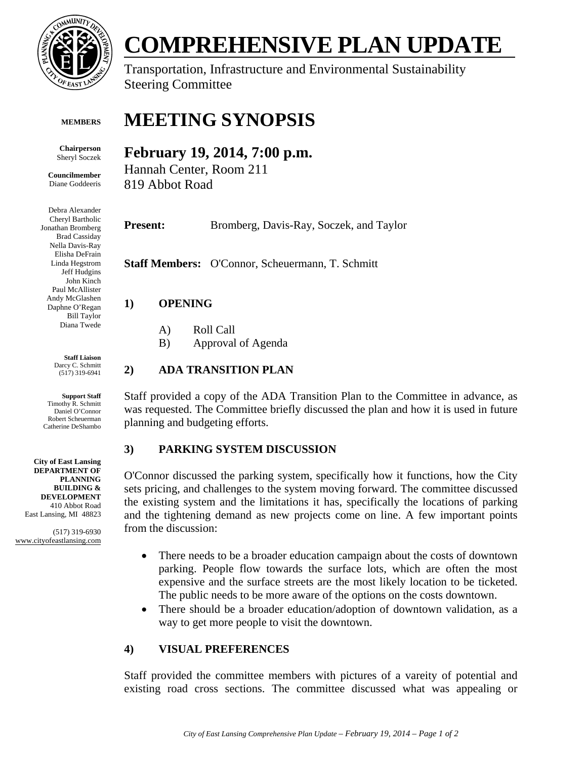# COMPREHENSIVE PLAN UPDATE

Transportation, Infrastructure and Environmental Sustainability Steering Committee

**MEMBERS**

**Chairperson**
Sheryl Soczek

**Councilmember**
Diane Goddeeris

Debra Alexander
Cheryl Bartholic
Jonathan Bromberg
Brad Cassiday
Nella Davis-Ray
Elisha DeFrain
Linda Hegstrom
Jeff Hudgins
John Kinch
Paul McAllister
Andy McGlashen
Daphne O'Regan
Bill Taylor
Diana Twede

**Staff Liaison**
Darcy C. Schmitt
(517) 319-6941

**Support Staff**
Timothy R. Schmitt
Daniel O'Connor
Robert Scheuerman
Catherine DeShambo

**City of East Lansing**
**DEPARTMENT OF PLANNING BUILDING & DEVELOPMENT**
410 Abbot Road
East Lansing, MI 48823

(517) 319-6930
www.cityofeastlansing.com

# MEETING SYNOPSIS

## February 19, 2014, 7:00 p.m.

Hannah Center, Room 211
819 Abbot Road

**Present:** Bromberg, Davis-Ray, Soczek, and Taylor

**Staff Members:** O'Connor, Scheuermann, T. Schmitt

### 1) OPENING

A) Roll Call
B) Approval of Agenda

### 2) ADA TRANSITION PLAN

Staff provided a copy of the ADA Transition Plan to the Committee in advance, as was requested. The Committee briefly discussed the plan and how it is used in future planning and budgeting efforts.

### 3) PARKING SYSTEM DISCUSSION

O'Connor discussed the parking system, specifically how it functions, how the City sets pricing, and challenges to the system moving forward. The committee discussed the existing system and the limitations it has, specifically the locations of parking and the tightening demand as new projects come on line. A few important points from the discussion:

- There needs to be a broader education campaign about the costs of downtown parking. People flow towards the surface lots, which are often the most expensive and the surface streets are the most likely location to be ticketed. The public needs to be more aware of the options on the costs downtown.
- There should be a broader education/adoption of downtown validation, as a way to get more people to visit the downtown.

### 4) VISUAL PREFERENCES

Staff provided the committee members with pictures of a vareity of potential and existing road cross sections. The committee discussed what was appealing or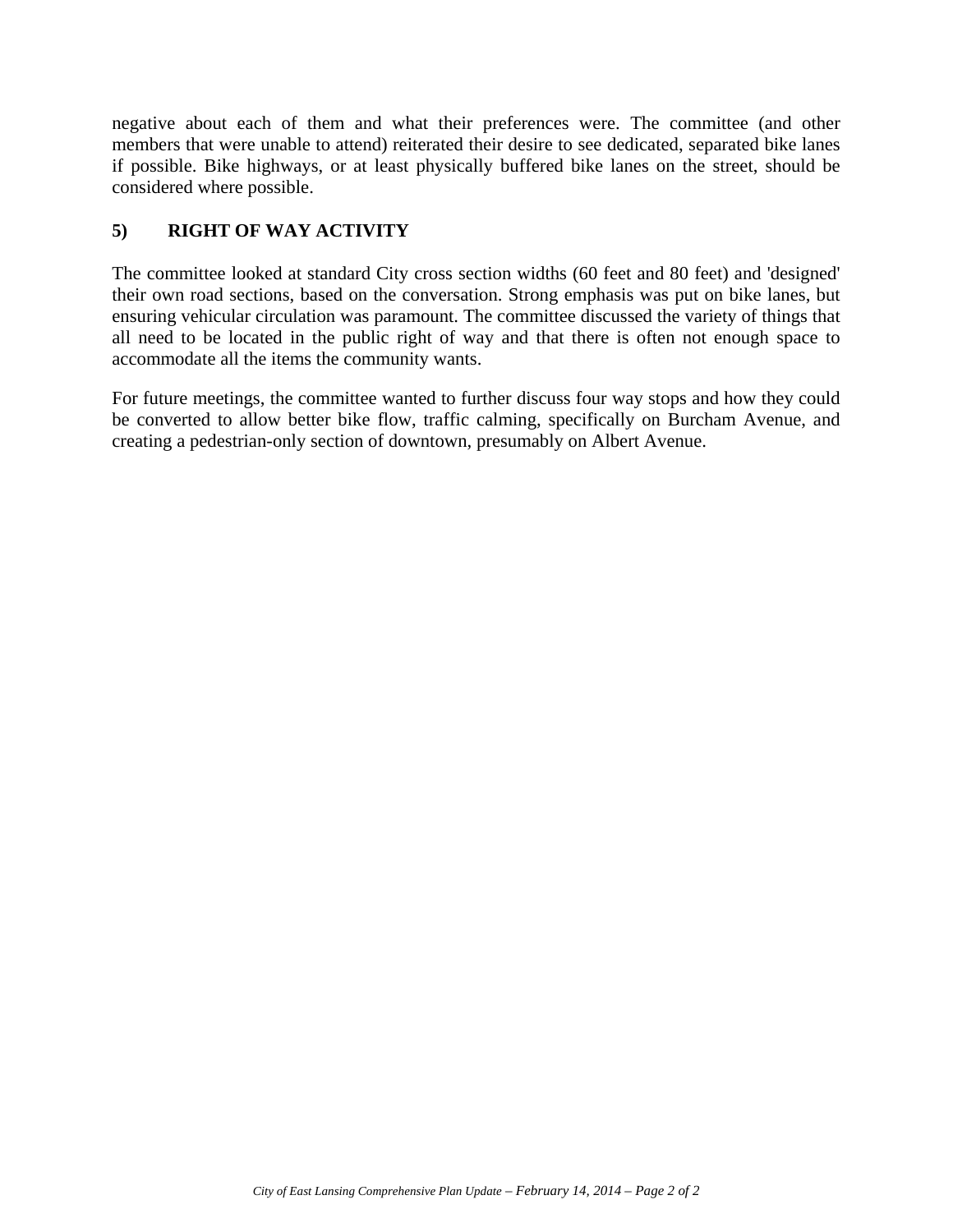negative about each of them and what their preferences were. The committee (and other members that were unable to attend) reiterated their desire to see dedicated, separated bike lanes if possible. Bike highways, or at least physically buffered bike lanes on the street, should be considered where possible.

## 5) RIGHT OF WAY ACTIVITY

The committee looked at standard City cross section widths (60 feet and 80 feet) and 'designed' their own road sections, based on the conversation. Strong emphasis was put on bike lanes, but ensuring vehicular circulation was paramount. The committee discussed the variety of things that all need to be located in the public right of way and that there is often not enough space to accommodate all the items the community wants.

For future meetings, the committee wanted to further discuss four way stops and how they could be converted to allow better bike flow, traffic calming, specifically on Burcham Avenue, and creating a pedestrian-only section of downtown, presumably on Albert Avenue.